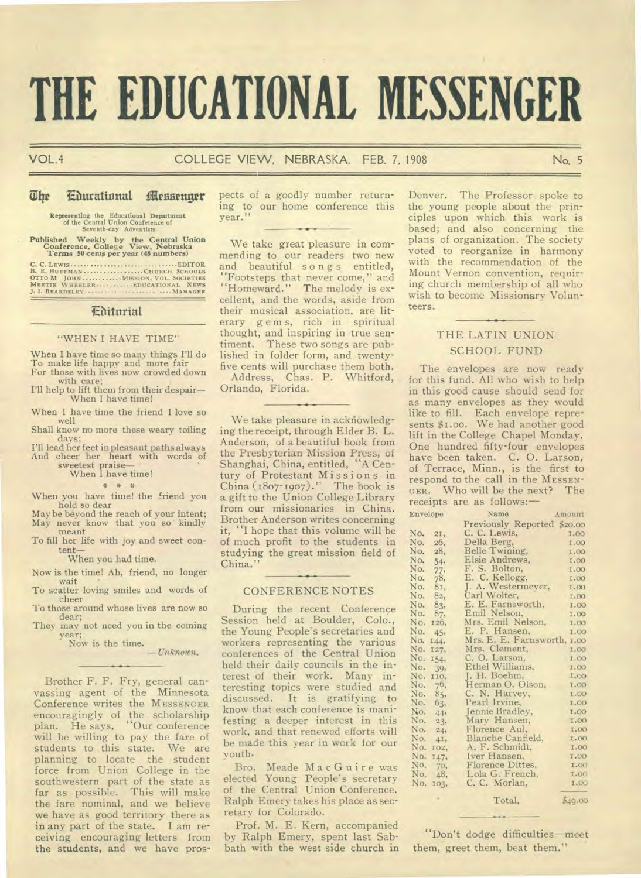# THE EDUCATIONAL MESSENGER

VOL. 4 COLLEGE VIEW, NEBRASKA, FEB. 7, 1908 No. 5

## The Educational Messenger

Representing the Educational Department of the Central Union Conference of Seventh-day Adventists

Published Weekly by the Central Union Conference, College View, Nebraska
Terms 50 cents per year (48 numbers)

C. C. LEWIS .......... EDITOR
B. E. HUFFMAN .......... CHURCH SCHOOLS
OTTO M JOHN .......... MISSION, VOL. SOCIETIES
MERTIE WHEELER .......... EDUCATIONAL NEWS
J. I. BEARDSLEY .......... MANAGER

## Editorial

### "WHEN I HAVE TIME"

When I have time so many things I'll do
To make life happy and more fair
For those with lives now crowded down with care;
I'll help to lift them from their despair—
When I have time!

When I have time the friend I love so well
Shall know no more these weary toiling days;
I'll lead her feet in pleasant paths always
And cheer her heart with words of sweetest praise—
When I have time!

\* \* \*

When you have time! the friend you hold so dear
May be beyond the reach of your intent;
May never know that you so kindly meant
To fill her life with joy and sweet content—
When you had time.

Now is the time! Ah, friend, no longer wait
To scatter loving smiles and words of cheer
To those around whose lives are now so dear;
They may not need you in the coming year;
Now is the time.

—*Unknown.*

Brother F. F. Fry, general canvassing agent of the Minnesota Conference writes the MESSENGER encouragingly of the scholarship plan. He says, "Our conference will be willing to pay the fare of students to this state. We are planning to locate the student force from Union College in the southwestern part of the state as far as possible. This will make the fare nominal, and we believe we have as good territory there as in any part of the state. I am receiving encouraging letters from the students, and we have prospects of a goodly number returning to our home conference this year."

We take great pleasure in commending to our readers two new and beautiful songs entitled, "Footsteps that never come," and "Homeward." The melody is excellent, and the words, aside from their musical association, are literary gems, rich in spiritual thought, and inspiring in true sentiment. These two songs are published in folder form, and twenty-five cents will purchase them both. Address, Chas. P. Whitford, Orlando, Florida.

We take pleasure in acknowledging the receipt, through Elder B. L. Anderson, of a beautiful book from the Presbyterian Mission Press, of Shanghai, China, entitled, "A Century of Protestant Missions in China (1807-1907)." The book is a gift to the Union College Library from our missionaries in China. Brother Anderson writes concerning it, "I hope that this volume will be of much profit to the students in studying the great mission field of China."

### CONFERENCE NOTES

During the recent Conference Session held at Boulder, Colo., the Young People's secretaries and workers representing the various conferences of the Central Union held their daily councils in the interest of their work. Many interesting topics were studied and discussed. It is gratifying to know that each conference is manifesting a deeper interest in this work, and that renewed efforts will be made this year in work for our youth.

Bro. Meade MacGuire was elected Young People's secretary of the Central Union Conference. Ralph Emery takes his place as secretary for Colorado.

Prof. M. E. Kern, accompanied by Ralph Emery, spent last Sabbath with the west side church in Denver. The Professor spoke to the young people about the principles upon which this work is based; and also concerning the plans of organization. The society voted to reorganize in harmony with the recommendation of the Mount Vernon convention, requiring church membership of all who wish to become Missionary Volunteers.

### THE LATIN UNION SCHOOL FUND

The envelopes are now ready for this fund. All who wish to help in this good cause should send for as many envelopes as they would like to fill. Each envelope represents $1.00. We had another good lift in the College Chapel Monday. One hundred fifty-four envelopes have been taken. C. O. Larson, of Terrace, Minn., is the first to respond to the call in the MESSENGER. Who will be the next? The receipts are as follows:—

| Envelope | Name | Amount |
|---|---|---|
| | Previously Reported | $20.00 |
| No. 21, | C. C. Lewis, | 1.00 |
| No. 26, | Della Berg, | 1.00 |
| No. 28, | Belle Twining, | 1.00 |
| No. 54, | Elsie Andrews, | 1.00 |
| No. 77, | F. S. Bolton, | 1.00 |
| No. 78, | E. C. Kellogg, | 1.00 |
| No. 81, | J. A. Westermeyer, | 1.00 |
| No. 82, | Carl Wolter, | 1.00 |
| No. 83, | E. E. Farnsworth, | 1.00 |
| No. 87, | Emil Nelson, | 1.00 |
| No. 126, | Mrs. Emil Nelson, | 1.00 |
| No. 45, | E. P. Hansen, | 1.00 |
| No. 144, | Mrs. E. E. Farnsworth, | 1.00 |
| No. 127, | Mrs. Clement, | 1.00 |
| No. 154, | C. O. Larson, | 1.00 |
| No. 39, | Ethel Williams, | 1.00 |
| No. 110, | J. H. Boehm, | 1.00 |
| No. 76, | Herman O. Olson, | 1.00 |
| No. 85, | C. N. Harvey, | 1.00 |
| No. 63, | Pearl Irvine, | 1.00 |
| No. 44, | Jennie Bradley, | 1.00 |
| No. 23, | Mary Hansen, | 1.00 |
| No. 24, | Florence Aul, | 1.00 |
| No. 41, | Blanche Canfield, | 1.00 |
| No. 102, | A. F. Schmidt, | 1.00 |
| No. 147, | Iver Hansen, | 1.00 |
| No. 70, | Florence Dittes, | 1.00 |
| No. 48, | Lola G. French, | 1.00 |
| No. 103, | C. C. Morlan, | 1.00 |
| | Total, | $49.00 |

"Don't dodge difficulties—meet them, greet them, beat them."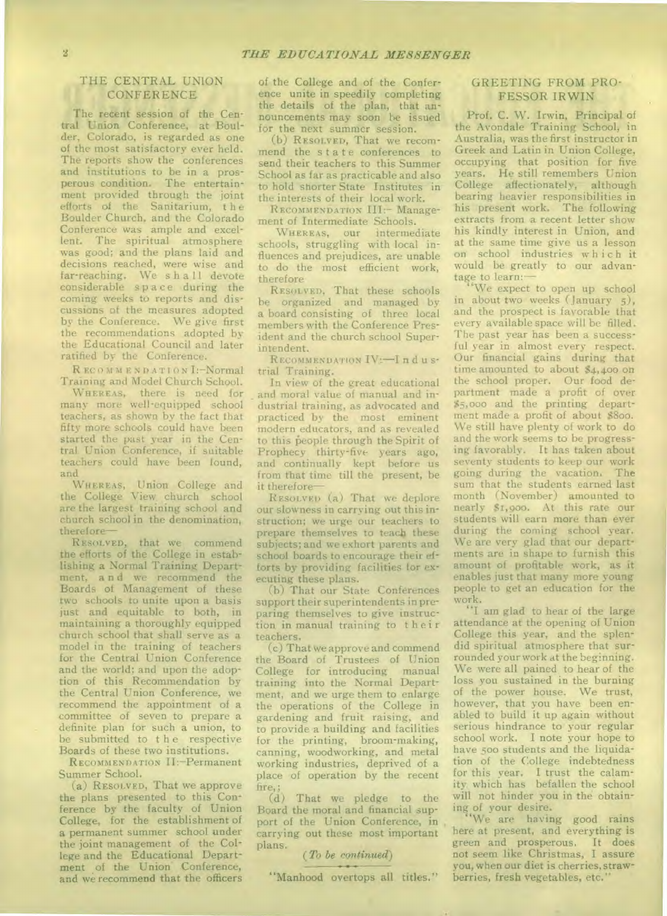## THE CENTRAL UNION CONFERENCE

The recent session of the Central Union Conference, at Boulder, Colorado, is regarded as one of the most satisfactory ever held. The reports show the conferences and institutions to be in a prosperous condition. The entertainment provided through the joint efforts of the Sanitarium, the Boulder Church, and the Colorado Conference was ample and excellent. The spiritual atmosphere was good; and the plans laid and decisions reached, were wise and far-reaching. We shall devote considerable space during the coming weeks to reports and discussions of the measures adopted by the Conference. We give first the recommendations adopted by the Educational Council and later ratified by the Conference.

RECOMMENDATION I:–Normal Training and Model Church School.

WHEREAS, there is need for many more well-equipped school teachers, as shown by the fact that fifty more schools could have been started the past year in the Central Union Conference, if suitable teachers could have been found, and

WHEREAS, Union College and the College View church school are the largest training school and church school in the denomination, therefore—

RESOLVED, that we commend the efforts of the College in establishing a Normal Training Department, and we recommend the Boards of Management of these two schools to unite upon a basis just and equitable to both, in maintaining a thoroughly equipped church school that shall serve as a model in the training of teachers for the Central Union Conference and the world; and upon the adoption of this Recommendation by the Central Union Conference, we recommend the appointment of a committee of seven to prepare a definite plan for such a union, to be submitted to the respective Boards of these two institutions.

RECOMMENDATION II:–Permanent Summer School.

(a) RESOLVED, That we approve the plans presented to this Conference by the faculty of Union College, for the establishment of a permanent summer school under the joint management of the College and the Educational Department of the Union Conference, and we recommend that the officers of the College and of the Conference unite in speedily completing the details of the plan, that announcements may soon be issued for the next summer session.

(b) RESOLVED, That we recommend the state conferences to send their teachers to this Summer School as far as practicable and also to hold shorter State Institutes in the interests of their local work.

RECOMMENDATION III:– Management of Intermediate Schools.

WHEREAS, our intermediate schools, struggling with local influences and prejudices, are unable to do the most efficient work, therefore

RESOLVED, That these schools be organized and managed by a board consisting of three local members with the Conference President and the church school Superintendent.

RECOMMENDATION IV:—Industrial Training.

In view of the great educational and moral value of manual and industrial training, as advocated and practiced by the most eminent modern educators, and as revealed to this people through the Spirit of Prophecy thirty-five years ago, and continually kept before us from that time till the present, be it therefore—

RESOLVED (a) That we deplore our slowness in carrying out this instruction; we urge our teachers to prepare themselves to teach these subjects; and we exhort parents and school boards to encourage their efforts by providing facilities for executing these plans.

(b) That our State Conferences support their superintendents in preparing themselves to give instruction in manual training to their teachers.

(c) That we approve and commend the Board of Trustees of Union College for introducing manual training into the Normal Department, and we urge them to enlarge the operations of the College in gardening and fruit raising, and to provide a building and facilities for the printing, broom-making, canning, woodworking, and metal working industries, deprived of a place of operation by the recent fire.;

(d) That we pledge to the Board the moral and financial support of the Union Conference, in carrying out these most important plans.

*(To be continued)*

---

"Manhood overtops all titles."

## GREETING FROM PROFESSOR IRWIN

Prof. C. W. Irwin, Principal of the Avondale Training School, in Australia, was the first instructor in Greek and Latin in Union College, occupying that position for five years. He still remembers Union College affectionately, although bearing heavier responsibilities in his present work. The following extracts from a recent letter show his kindly interest in Union, and at the same time give us a lesson on school industries which it would be greatly to our advantage to learn:—

"We expect to open up school in about two weeks (January 5), and the prospect is favorable that every available space will be filled. The past year has been a successful year in almost every respect. Our financial gains during that time amounted to about $4,400 on the school proper. Our food department made a profit of over $5,000 and the printing department made a profit of about $800. We still have plenty of work to do and the work seems to be progressing favorably. It has taken about seventy students to keep our work going during the vacation. The sum that the students earned last month (November) amounted to nearly $1,900. At this rate our students will earn more than ever during the coming school year. We are very glad that our departments are in shape to furnish this amount of profitable work, as it enables just that many more young people to get an education for the work.

"I am glad to hear of the large attendance at the opening of Union College this year, and the splendid spiritual atmosphere that surrounded your work at the beginning. We were all pained to hear of the loss you sustained in the burning of the power house. We trust, however, that you have been enabled to build it up again without serious hindrance to your regular school work. I note your hope to have 500 students and the liquidation of the College indebtedness for this year. I trust the calamity which has befallen the school will not hinder you in the obtaining of your desire.

"We are having good rains here at present, and everything is green and prosperous. It does not seem like Christmas, I assure you, when our diet is cherries, strawberries, fresh vegetables, etc."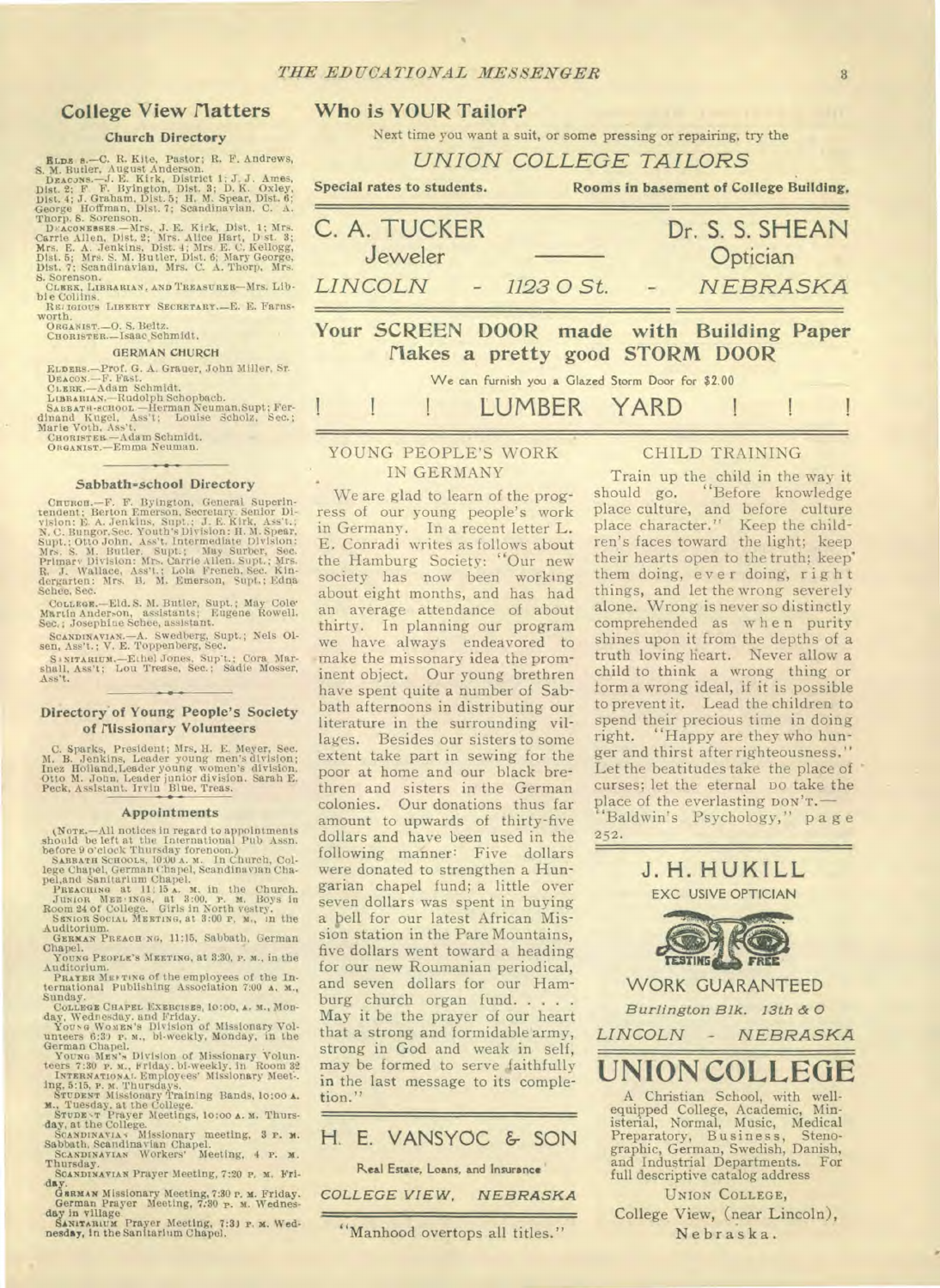## College View Matters

### Church Directory

ELDERS.—C. R. Kite, Pastor; R. F. Andrews, S. M. Butler, August Anderson.

DEACONS.—J. E. Kirk, District 1; J. J. Ames, Dist. 2; F. F. Byington, Dist. 3; D. K. Oxley, Dist. 4; J. Graham, Dist. 5; H. M. Spear, Dist. 6; George Hoffman, Dist. 7; Scandinavian, C. A. Thorp, S. Sorenson.

DEACONESSES.—Mrs. J. E. Kirk, Dist. 1; Mrs. Carrie Allen, Dist. 2; Mrs. Alice Hart, Dist. 3; Mrs. E. A. Jenkins, Dist. 4; Mrs. E. C. Kellogg, Dist. 5; Mrs. S. M. Butler, Dist. 6; Mary George, Dist. 7; Scandinavian, Mrs. C. A. Thorp, Mrs. S. Sorenson.

CLERK, LIBRARIAN, AND TREASURER—Mrs. Libbie Collins.

RELIGIOUS LIBERTY SECRETARY.—E. E. Farnsworth.

ORGANIST.—O. S. Beltz.

CHORISTER.—Isaac Schmidt.

#### GERMAN CHURCH

ELDERS.—Prof. G. A. Grauer, John Miller, Sr.

DEACON.—F. Fast.

CLERK.—Adam Schmidt.

LIBRARIAN.—Rudolph Schopbach.

SABBATH-SCHOOL.—Herman Neuman, Supt; Ferdinand Kugel, Ass't; Louise Scholz, Sec.; Marie Voth, Ass't.

CHORISTER.—Adam Schmidt.

ORGANIST.—Emma Neuman.

### Sabbath-school Directory

CHURCH.—F. F. Byington, General Superintendent; Berton Emerson, Secretary. Senior Division: E. A. Jenkins, Supt.; J. E. Kirk, Ass't.; N. C. Bungor, Sec. Youth's Division: H. M. Spear, Supt.; Otto John, Ass't. Intermediate Division: Mrs. S. M. Butler, Supt.; May Surber, Sec. Primary Division: Mrs. Carrie Allen, Supt.; Mrs. R. J. Wallace, Ass't.; Lola French, Sec. Kindergarten: Mrs. B. M. Emerson, Supt.; Edna Schee, Sec.

COLLEGE.—Eld. S. M. Butler, Supt.; May Cole Martin Anderson, assistants; Eugene Rowell, Sec.; Josephine Schee, assistant.

SCANDINAVIAN.—A. Swedberg, Supt.; Nels Olsen, Ass't.; V. E. Toppenberg, Sec.

SANITARIUM.—Ethel Jones, Sup't.; Cora Marshall, Ass't; Lou Tresse, Sec.; Sadie Mosser, Ass't.

### Directory of Young People's Society of Missionary Volunteers

C. Sparks, President; Mrs. H. E. Meyer, Sec. M. B. Jenkins, Leader young men's division; Inez Holland, Leader young women's division. Otto M. John, Leader junior division. Sarah E. Peck, Assistant. Irvin Blue, Treas.

### Appointments

(NOTE.—All notices in regard to appointments should be left at the International Pub. Assn. before 9 o'clock Thursday forenoon.)

SABBATH SCHOOLS, 10:00 A. M. In Church, College Chapel, German Chapel, Scandinavian Chapel, and Sanitarium Chapel.

PREACHING at 11:15 A. M. in the Church.

JUNIOR MEETINGS, at 3:00, P. M. Boys in Room 24 of College. Girls in North vestry.

SENIOR SOCIAL MEETING, at 3:00 P. M., in the Auditorium.

GERMAN PREACHING, 11:15, Sabbath, German Chapel.

YOUNG PEOPLE'S MEETING, at 3:30, P. M., in the Auditorium.

PRAYER MEETING of the employees of the International Publishing Association 7:00 A. M., Sunday.

COLLEGE CHAPEL EXERCISES, 10:00, A. M., Monday, Wednesday, and Friday.

YOUNG WOMEN'S Division of Missionary Volunteers 6:30 P. M., bi-weekly, Monday, in the German Chapel.

YOUNG MEN'S Division of Missionary Volunteers 7:30 P. M., Friday, bi-weekly, in Room 32

INTERNATIONAL Employees' Missionary Meeting, 5:15, P. M. Thursdays.

STUDENT Missionary Training Bands, 10:00 A. M., Tuesday, at the College.

STUDENT Prayer Meetings, 10:00 A. M. Thursday, at the College.

SCANDINAVIAN Missionary meeting, 3 P. M. Sabbath, Scandinavian Chapel.

SCANDINAVIAN Workers' Meeting, 4 P. M. Thursday.

SCANDINAVIAN Prayer Meeting, 7:30 P. M. Friday.

GERMAN Missionary Meeting, 7:30 P. M. Friday.

German Prayer Meeting, 7:30 P. M. Wednesday in village

SANITARIUM Prayer Meeting, 7:30 P. M. Wednesday, in the Sanitarium Chapel.

---

## Who is YOUR Tailor?

Next time you want a suit, or some pressing or repairing, try the

### *UNION COLLEGE TAILORS*

**Special rates to students.** **Rooms in basement of College Building.**

---

**C. A. TUCKER** — Jeweler &nbsp;&nbsp;&nbsp; **Dr. S. S. SHEAN** — Optician

*LINCOLN* - *1123 O St.* - *NEBRASKA*

---

## Your SCREEN DOOR made with Building Paper Makes a pretty good STORM DOOR

We can furnish you a Glazed Storm Door for $2.00

! ! ! LUMBER YARD ! ! !

---

### YOUNG PEOPLE'S WORK IN GERMANY

We are glad to learn of the progress of our young people's work in Germany. In a recent letter L. E. Conradi writes as follows about the Hamburg Society: "Our new society has now been working about eight months, and has had an average attendance of about thirty. In planning our program we have always endeavored to make the missionary idea the prominent object. Our young brethren have spent quite a number of Sabbath afternoons in distributing our literature in the surrounding villages. Besides our sisters to some extent take part in sewing for the poor at home and our black brethren and sisters in the German colonies. Our donations thus far amount to upwards of thirty-five dollars and have been used in the following manner: Five dollars were donated to strengthen a Hungarian chapel fund; a little over seven dollars was spent in buying a bell for our latest African Mission station in the Pare Mountains, five dollars went toward a heading for our new Roumanian periodical, and seven dollars for our Hamburg church organ fund. . . . . May it be the prayer of our heart that a strong and formidable army, strong in God and weak in self, may be formed to serve faithfully in the last message to its completion."

---

**H. E. VANSYOC & SON**

Real Estate, Loans, and Insurance

*COLLEGE VIEW, NEBRASKA*

---

"Manhood overtops all titles."

### CHILD TRAINING

Train up the child in the way it should go. "Before knowledge place culture, and before culture place character." Keep the children's faces toward the light; keep their hearts open to the truth; keep them doing, ever doing, right things, and let the wrong severely alone. Wrong is never so distinctly comprehended as when purity shines upon it from the depths of a truth loving heart. Never allow a child to think a wrong thing or form a wrong ideal, if it is possible to prevent it. Lead the children to spend their precious time in doing right. "Happy are they who hunger and thirst after righteousness." Let the beatitudes take the place of curses; let the eternal DO take the place of the everlasting DON'T.—"Baldwin's Psychology," page 252.

---

**J. H. HUKILL**

EXC USIVE OPTICIAN

TESTING FREE

WORK GUARANTEED

*Burlington Blk. 13th & O*

*LINCOLN - NEBRASKA*

---

## UNION COLLEGE

A Christian School, with well-equipped College, Academic, Ministerial, Normal, Music, Medical Preparatory, Business, Stenographic, German, Swedish, Danish, and Industrial Departments. For full descriptive catalog address

UNION COLLEGE,
College View, (near Lincoln),
Nebraska.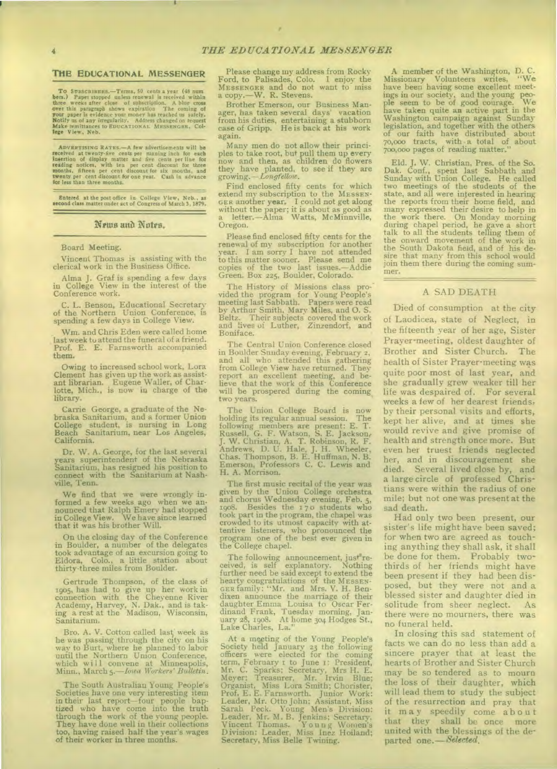## THE EDUCATIONAL MESSENGER

To SUBSCRIBERS.—Terms, 50 cents a year (48 numbers.) Paper stopped unless renewal is received within three weeks after close of subscription. A blue cross over this paragraph shows expiration. The coming of your paper is evidence your money has reached us safely. Notify us of any irregularity. Address changed on request. Make remittances to EDUCATIONAL MESSENGER, College View, Neb.

ADVERTISING RATES.—A few advertisements will be received at twenty-five cents per running inch for each insertion of display matter and five cents per line for reading notices, with ten per cent discount for three months, fifteen per cent discount for six months, and twenty per cent discount for one year. Cash in advance for less than three months.

Entered at the post office in College View, Neb., as second class matter under act of Congress of March 3, 1879.

## News and Notes.

Board Meeting.

Vincent Thomas is assisting with the clerical work in the Business Office.

Alma J. Graf is spending a few days in College View in the interest of the Conference work.

C. L. Benson, Educational Secretary of the Northern Union Conference, is spending a few days in College View.

Wm. and Chris Eden were called home last week to attend the funeral of a friend. Prof. E. E. Farnsworth accompanied them.

Owing to increased school work, Lora Clement has given up the work as assistant librarian. Eugene Waller, of Charlotte, Mich., is now in charge of the library.

Carrie George, a graduate of the Nebraska Sanitarium, and a former Union College student, is nursing in Long Beach Sanitarium, near Los Angeles, California.

Dr. W. A. George, for the last several years superintendent of the Nebraska Sanitarium, has resigned his position to connect with the Sanitarium at Nashville, Tenn.

We find that we were wrongly informed a few weeks ago when we announced that Ralph Emery had stopped in College View. We have since learned that it was his brother Will.

On the closing day of the Conference in Boulder, a number of the delegates took advantage of an excursion going to Eldora, Colo., a little station about thirty-three miles from Boulder.

Gertrude Thompson, of the class of 1905, has had to give up her work in connection with the Cheyenne River Academy, Harvey, N. Dak., and is taking a rest at the Madison, Wisconsin, Sanitarium.

Bro. A. V. Cotton called last week as he was passing through the city on his way to Burt, where he planned to labor until the Northern Union Conference, which will convene at Minneapolis, Minn., March 5.—*Iowa Workers' Bulletin*.

The South Australian Young People's Societies have one very interesting item in their last report—four people baptized who have come into the truth through the work of the young people. They have done well in their collections too, having raised half the year's wages of their worker in three months.

Please change my address from Rocky Ford, to Palisades, Colo. I enjoy the MESSENGER and do not want to miss a copy.—W. R. Stevens.

Brother Emerson, our Business Manager, has taken several days' vacation from his duties, entertaining a stubborn case of Gripp. He is back at his work again.

Many men do not allow their principles to take root, but pull them up every now and then, as children do flowers they have planted, to see if they are growing.—*Longfellow*.

Find enclosed fifty cents for which extend my subscription to the MESSENGER another year. I could not get along without the paper; it is about as good as a letter.—Alma Watts, McMinnville, Oregon.

Please find enclosed fifty cents for the renewal of my subscription for another year. I am sorry I have not attended to this matter sooner. Please send me copies of the two last issues.—Addie Green, Box 225, Boulder, Colorado.

The History of Missions class provided the program for Young People's meeting last Sabbath. Papers were read by Arthur Smith, Mary Miles, and O. S. Beltz. Their subjects covered the work and lives of Luther, Zinzendorf, and Boniface.

The Central Union Conference closed in Boulder Sunday evening, February 2, and all who attended this gathering from College View have returned. They report an excellent meeting, and believe that the work of this Conference will be prospered during the coming two years.

The Union College Board is now holding its regular annual session. The following members are present: E. T. Russell, G. F. Watson, S. E. Jackson, J. W. Christian, A. T. Robinson, R. F. Andrews, D. U. Hale, J. H. Wheeler, Chas. Thompson, B. E. Huffman, N. B. Emerson, Professors C. C. Lewis and H. A. Morrison.

The first music recital of the year was given by the Union College orchestra and chorus Wednesday evening, Feb. 5, 1908. Besides the 170 students who took part in the program, the chapel was crowded to its utmost capacity with attentive listeners, who pronounced the program one of the best ever given in the College chapel.

The following announcement, just received, is self explanatory. Nothing further need be said except to extend the hearty congratulations of the MESSENGER family: "Mr. and Mrs. V. H. Bendixen announce the marriage of their daughter Emma Louisa to Oscar Ferdinand Frank, Tuesday morning, January 28, 1908. At home 304 Hodges St., Lake Charles, La."

At a meeting of the Young People's Society held January 23 the following officers were elected for the coming term, February 1 to June 1: President, Mr. C. Sparks; Secretary, Mrs H. E. Meyer; Treasurer, Mr. Irvin Blue; Organist, Miss Lora Smith; Chorister, Prof. E. E. Farnsworth. Junior Work: Leader, Mr. Otto John; Assistant, Miss Sarah Peck. Young Men's Division: Leader, Mr. M. B. Jenkins; Secretary, Vincent Thomas. Young Women's Division: Leader, Miss Inez Hoiland; Secretary, Miss Belle Twining.

A member of the Washington, D. C. Missionary Volunteers writes, "We have been having some excellent meetings in our society, and the young people seem to be of good courage. We have taken quite an active part in the Washington campaign against Sunday legislation, and together with the others of our faith have distributed about 70,000 tracts, with a total of about 700,000 pages of reading matter."

Eld. J. W. Christian, Pres. of the So. Dak. Conf., spent last Sabbath and Sunday with Union College. He called two meetings of the students of the state, and all were interested in hearing the reports from their home field, and many expressed their desire to help in the work there. On Monday morning during chapel period, he gave a short talk to all the students telling them of the onward movement of the work in the South Dakota field, and of his desire that many from this school would join them there during the coming summer.

### A SAD DEATH

Died of consumption at the city of Laodicea, state of Neglect, in the fifteenth year of her age, Sister Prayer-meeting, oldest daughter of Brother and Sister Church. The health of Sister Prayer-meeting was quite poor most of last year, and she gradually grew weaker till her life was despaired of. For several weeks a few of her dearest friends, by their personal visits and efforts, kept her alive, and at times she would revive and give promise of health and strength once more. But even her truest friends neglected her, and in discouragement she died. Several lived close by, and a large circle of professed Christians were within the radius of one mile; but not one was present at the sad death.

Had only two been present, our sister's life might have been saved; for when two are agreed as touching anything they shall ask, it shall be done for them. Probably two-thirds of her friends might have been present if they had been disposed, but they were not and a blessed sister and daughter died in solitude from sheer neglect. As there were no mourners, there was no funeral held.

In closing this sad statement of facts we can do no less than add a sincere prayer that at least the hearts of Brother and Sister Church may be so tendered as to mourn the loss of their daughter, which will lead them to study the subject of the resurrection and pray that it may speedily come about that they shall be once more united with the blessings of the departed one.—*Selected*.